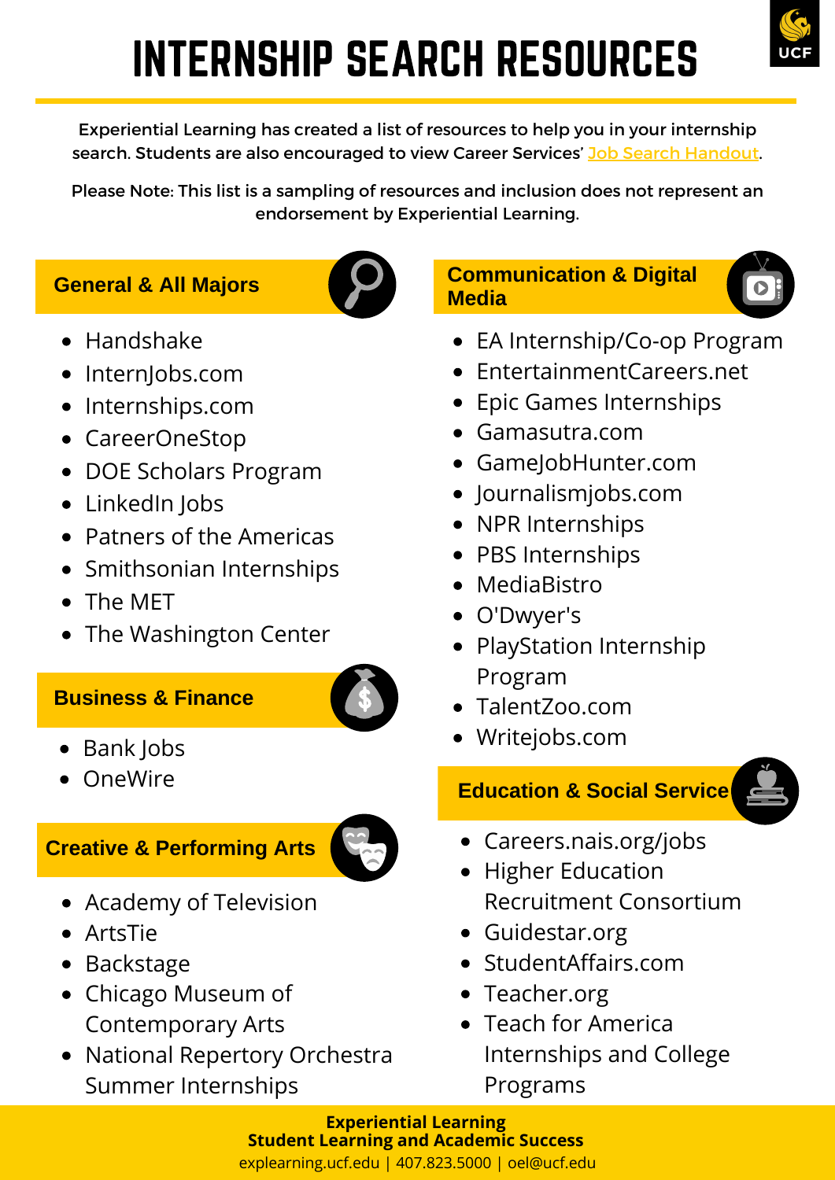# INTERNSHIP SEARCH RESOURCES

Experiential Learning has created a list of resources to help you in your internship search. Students are also encouraged to view Career Services' Job Search Handout.

Please Note: This list is a sampling of resources and inclusion does not represent an endorsement by Experiential Learning.

## General & All Majors

- Handshake
- InternJobs.com
- Internships.com
- CareerOneStop
- DOE Scholars Program
- LinkedIn Jobs
- Patners of the Americas
- Smithsonian Internships
- The MET
- The Washington Center

## Business & Finance

- Bank Jobs
- OneWire

## Creative & Performing Arts

- Academy of Television
- ArtsTie
- Backstage
- Chicago Museum of Contemporary Arts
- National Repertory Orchestra Summer Internships

## Communication & Digital Media

- EA Internship/Co-op Program
- EntertainmentCareers.net
- Epic Games Internships
- Gamasutra.com
- GameJobHunter.com
- Journalismjobs.com
- NPR Internships
- PBS Internships
- MediaBistro
- O'Dwyer's
- PlayStation Internship Program
- TalentZoo.com
- Writejobs.com

## Education & Social Service

- Careers.nais.org/jobs
- Higher Education Recruitment Consortium
- Guidestar.org
- StudentAffairs.com
- Teacher.org
- Teach for America Internships and College Programs

**Experiential Learning**
**Student Learning and Academic Success**
explearning.ucf.edu | 407.823.5000 | oel@ucf.edu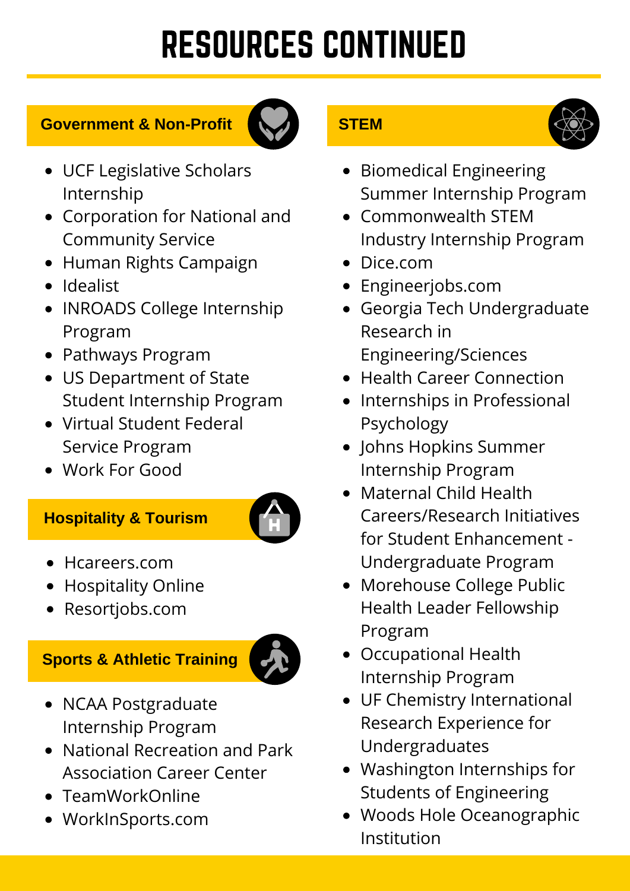# RESOURCES CONTINUED

## Government & Non-Profit

- UCF Legislative Scholars Internship
- Corporation for National and Community Service
- Human Rights Campaign
- Idealist
- INROADS College Internship Program
- Pathways Program
- US Department of State Student Internship Program
- Virtual Student Federal Service Program
- Work For Good

## Hospitality & Tourism

- Hcareers.com
- Hospitality Online
- Resortjobs.com

## Sports & Athletic Training

- NCAA Postgraduate Internship Program
- National Recreation and Park Association Career Center
- TeamWorkOnline
- WorkInSports.com

## STEM

- Biomedical Engineering Summer Internship Program
- Commonwealth STEM Industry Internship Program
- Dice.com
- Engineerjobs.com
- Georgia Tech Undergraduate Research in Engineering/Sciences
- Health Career Connection
- Internships in Professional Psychology
- Johns Hopkins Summer Internship Program
- Maternal Child Health Careers/Research Initiatives for Student Enhancement - Undergraduate Program
- Morehouse College Public Health Leader Fellowship Program
- Occupational Health Internship Program
- UF Chemistry International Research Experience for Undergraduates
- Washington Internships for Students of Engineering
- Woods Hole Oceanographic Institution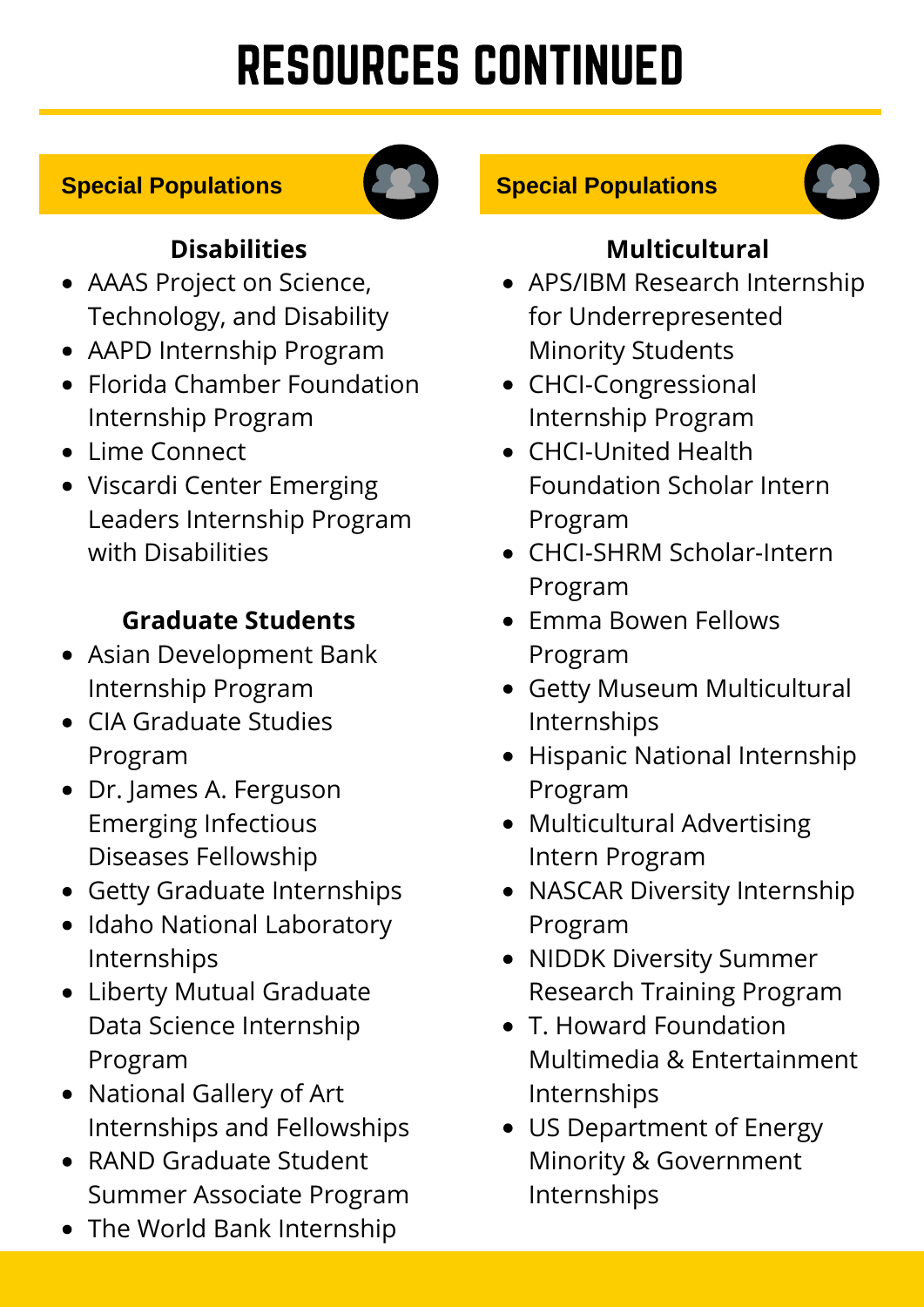# RESOURCES CONTINUED

## Special Populations

### Disabilities

- AAAS Project on Science, Technology, and Disability
- AAPD Internship Program
- Florida Chamber Foundation Internship Program
- Lime Connect
- Viscardi Center Emerging Leaders Internship Program with Disabilities

### Graduate Students

- Asian Development Bank Internship Program
- CIA Graduate Studies Program
- Dr. James A. Ferguson Emerging Infectious Diseases Fellowship
- Getty Graduate Internships
- Idaho National Laboratory Internships
- Liberty Mutual Graduate Data Science Internship Program
- National Gallery of Art Internships and Fellowships
- RAND Graduate Student Summer Associate Program
- The World Bank Internship

## Special Populations

### Multicultural

- APS/IBM Research Internship for Underrepresented Minority Students
- CHCI-Congressional Internship Program
- CHCI-United Health Foundation Scholar Intern Program
- CHCI-SHRM Scholar-Intern Program
- Emma Bowen Fellows Program
- Getty Museum Multicultural Internships
- Hispanic National Internship Program
- Multicultural Advertising Intern Program
- NASCAR Diversity Internship Program
- NIDDK Diversity Summer Research Training Program
- T. Howard Foundation Multimedia & Entertainment Internships
- US Department of Energy Minority & Government Internships